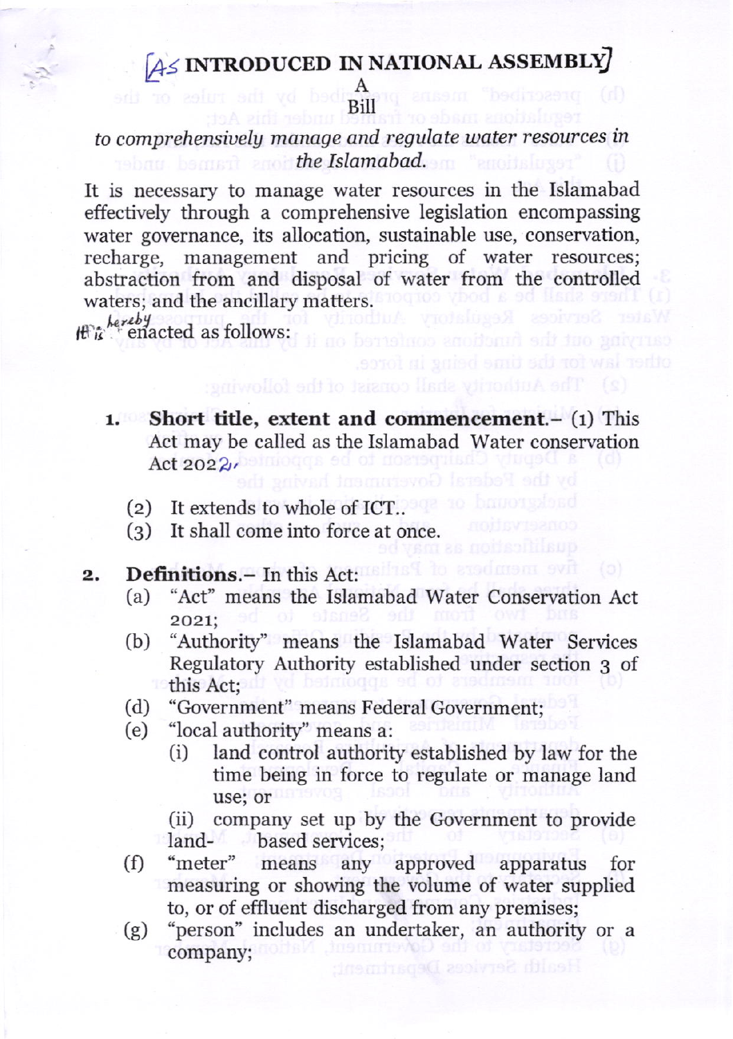# [AS INTRODUCED IN NATIONAL ASSEMBLY]

A
Bill

*to comprehensively manage and regulate water resources in the Islamabad.*

It is necessary to manage water resources in the Islamabad effectively through a comprehensive legislation encompassing water governance, its allocation, sustainable use, conservation, recharge, management and pricing of water resources; abstraction from and disposal of water from the controlled waters; and the ancillary matters.

It is hereby enacted as follows:

**1. Short title, extent and commencement.**– (1) This Act may be called as the Islamabad Water conservation Act 2022.

(2) It extends to whole of ICT.

(3) It shall come into force at once.

**2. Definitions.**– In this Act:

(a) "Act" means the Islamabad Water Conservation Act 2021;

(b) "Authority" means the Islamabad Water Services Regulatory Authority established under section 3 of this Act;

(d) "Government" means Federal Government;

(e) "local authority" means a:

(i) land control authority established by law for the time being in force to regulate or manage land use; or

(ii) company set up by the Government to provide land- based services;

(f) "meter" means any approved apparatus for measuring or showing the volume of water supplied to, or of effluent discharged from any premises;

(g) "person" includes an undertaker, an authority or a company;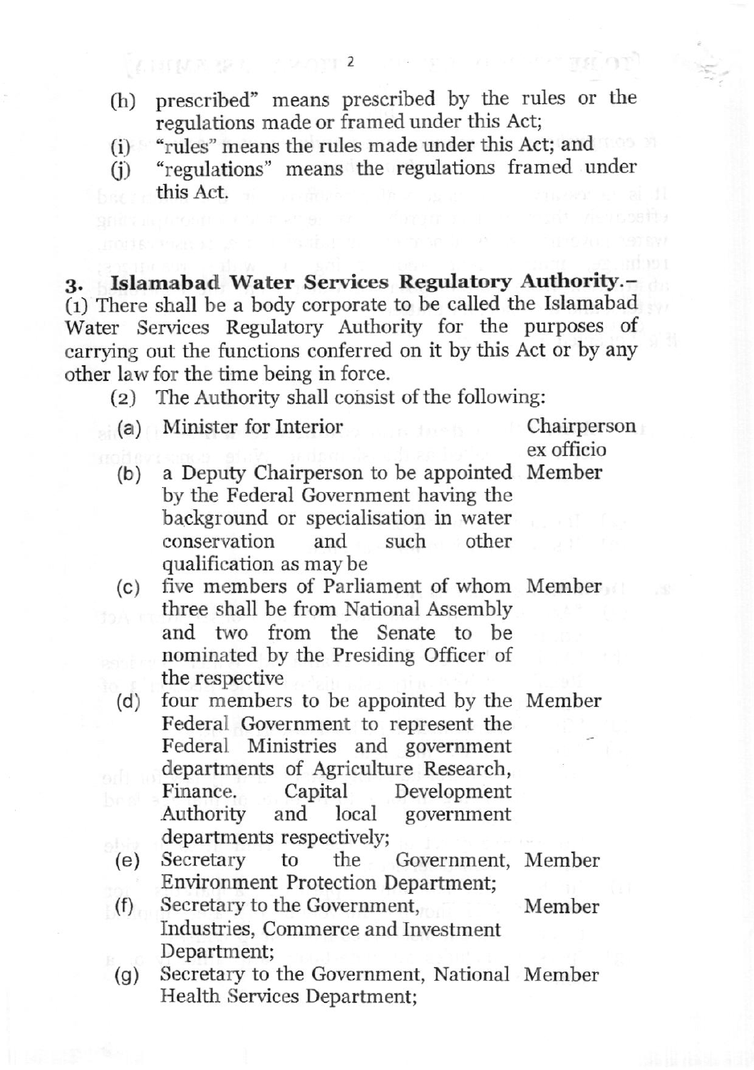(h) prescribed" means prescribed by the rules or the regulations made or framed under this Act;

(i) "rules" means the rules made under this Act; and

(j) "regulations" means the regulations framed under this Act.

**3. Islamabad Water Services Regulatory Authority.**– (1) There shall be a body corporate to be called the Islamabad Water Services Regulatory Authority for the purposes of carrying out the functions conferred on it by this Act or by any other law for the time being in force.

(2) The Authority shall consist of the following:

| | | |
|---|---|---|
| (a) | Minister for Interior | Chairperson ex officio |
| (b) | a Deputy Chairperson to be appointed by the Federal Government having the background or specialisation in water conservation and such other qualification as may be | Member |
| (c) | five members of Parliament of whom three shall be from National Assembly and two from the Senate to be nominated by the Presiding Officer of the respective | Member |
| (d) | four members to be appointed by the Federal Government to represent the Federal Ministries and government departments of Agriculture Research, Finance. Capital Development Authority and local government departments respectively; | Member |
| (e) | Secretary to the Government, Environment Protection Department; | Member |
| (f) | Secretary to the Government, Industries, Commerce and Investment Department; | Member |
| (g) | Secretary to the Government, National Health Services Department; | Member |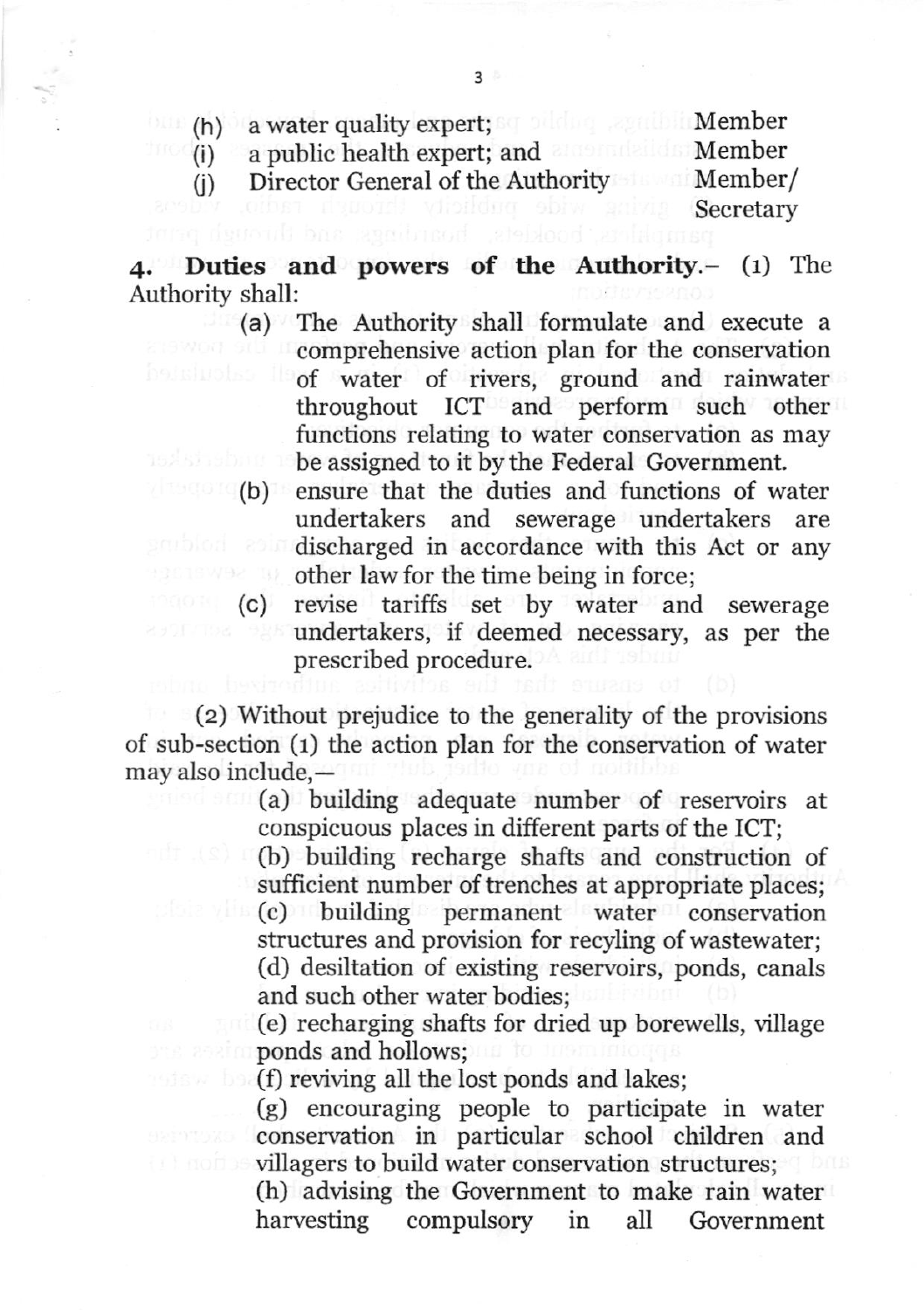(h) a water quality expert; Member

(i) a public health expert; and Member

(j) Director General of the Authority Member/Secretary

**4. Duties and powers of the Authority.**– (1) The Authority shall:

(a) The Authority shall formulate and execute a comprehensive action plan for the conservation of water of rivers, ground and rainwater throughout ICT and perform such other functions relating to water conservation as may be assigned to it by the Federal Government.

(b) ensure that the duties and functions of water undertakers and sewerage undertakers are discharged in accordance with this Act or any other law for the time being in force;

(c) revise tariffs set by water and sewerage undertakers, if deemed necessary, as per the prescribed procedure.

(2) Without prejudice to the generality of the provisions of sub-section (1) the action plan for the conservation of water may also include,—

(a) building adequate number of reservoirs at conspicuous places in different parts of the ICT;

(b) building recharge shafts and construction of sufficient number of trenches at appropriate places;

(c) building permanent water conservation structures and provision for recyling of wastewater;

(d) desiltation of existing reservoirs, ponds, canals and such other water bodies;

(e) recharging shafts for dried up borewells, village ponds and hollows;

(f) reviving all the lost ponds and lakes;

(g) encouraging people to participate in water conservation in particular school children and villagers to build water conservation structures;

(h) advising the Government to make rain water harvesting compulsory in all Government